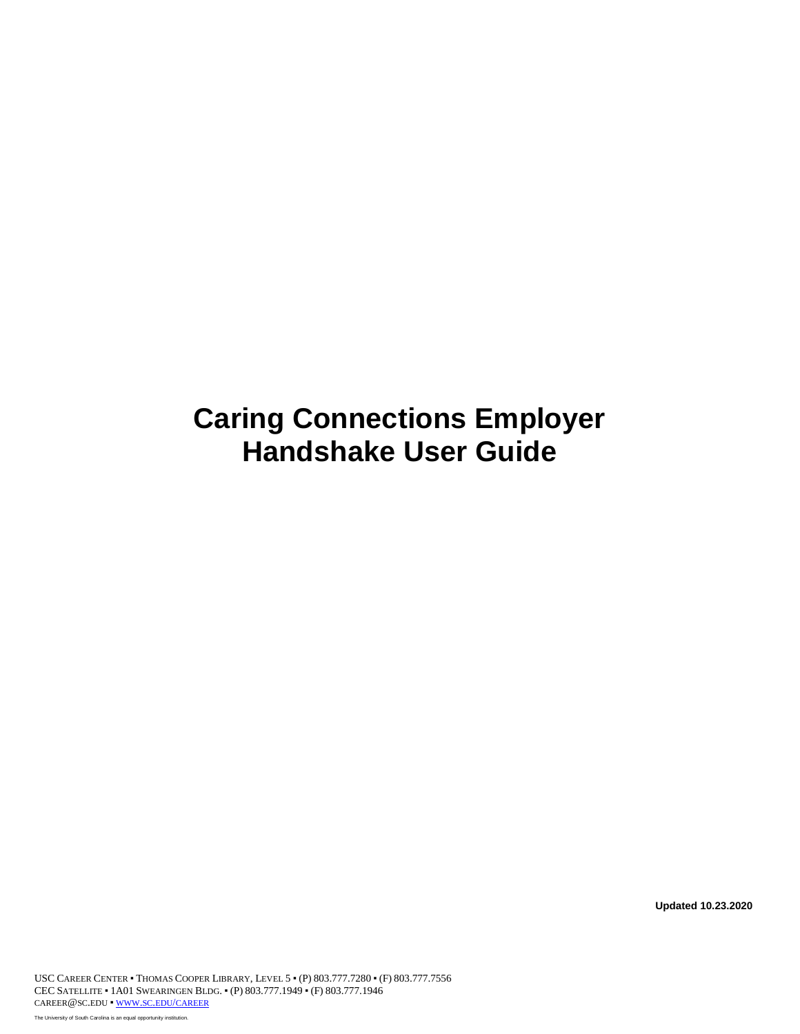# Caring Connections Employer Handshake User Guide

**Updated 10.23.2020**

USC CAREER CENTER ▪ THOMAS COOPER LIBRARY, LEVEL 5 ▪ (P) 803.777.7280 ▪ (F) 803.777.7556
CEC SATELLITE ▪ 1A01 SWEARINGEN BLDG. ▪ (P) 803.777.1949 ▪ (F) 803.777.1946
CAREER@SC.EDU ▪ WWW.SC.EDU/CAREER

The University of South Carolina is an equal opportunity institution.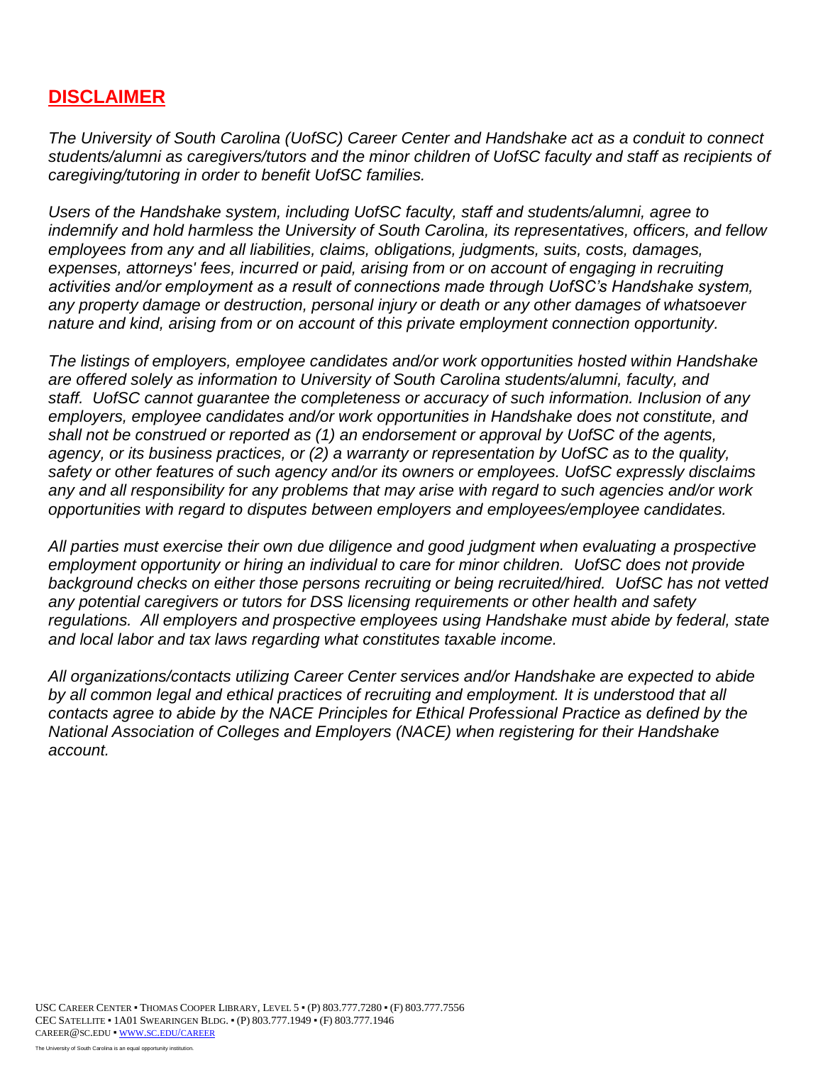## DISCLAIMER

*The University of South Carolina (UofSC) Career Center and Handshake act as a conduit to connect students/alumni as caregivers/tutors and the minor children of UofSC faculty and staff as recipients of caregiving/tutoring in order to benefit UofSC families.*

*Users of the Handshake system, including UofSC faculty, staff and students/alumni, agree to indemnify and hold harmless the University of South Carolina, its representatives, officers, and fellow employees from any and all liabilities, claims, obligations, judgments, suits, costs, damages, expenses, attorneys' fees, incurred or paid, arising from or on account of engaging in recruiting activities and/or employment as a result of connections made through UofSC's Handshake system, any property damage or destruction, personal injury or death or any other damages of whatsoever nature and kind, arising from or on account of this private employment connection opportunity.*

*The listings of employers, employee candidates and/or work opportunities hosted within Handshake are offered solely as information to University of South Carolina students/alumni, faculty, and staff. UofSC cannot guarantee the completeness or accuracy of such information. Inclusion of any employers, employee candidates and/or work opportunities in Handshake does not constitute, and shall not be construed or reported as (1) an endorsement or approval by UofSC of the agents, agency, or its business practices, or (2) a warranty or representation by UofSC as to the quality, safety or other features of such agency and/or its owners or employees. UofSC expressly disclaims any and all responsibility for any problems that may arise with regard to such agencies and/or work opportunities with regard to disputes between employers and employees/employee candidates.*

*All parties must exercise their own due diligence and good judgment when evaluating a prospective employment opportunity or hiring an individual to care for minor children. UofSC does not provide background checks on either those persons recruiting or being recruited/hired. UofSC has not vetted any potential caregivers or tutors for DSS licensing requirements or other health and safety regulations. All employers and prospective employees using Handshake must abide by federal, state and local labor and tax laws regarding what constitutes taxable income.*

*All organizations/contacts utilizing Career Center services and/or Handshake are expected to abide by all common legal and ethical practices of recruiting and employment. It is understood that all contacts agree to abide by the NACE Principles for Ethical Professional Practice as defined by the National Association of Colleges and Employers (NACE) when registering for their Handshake account.*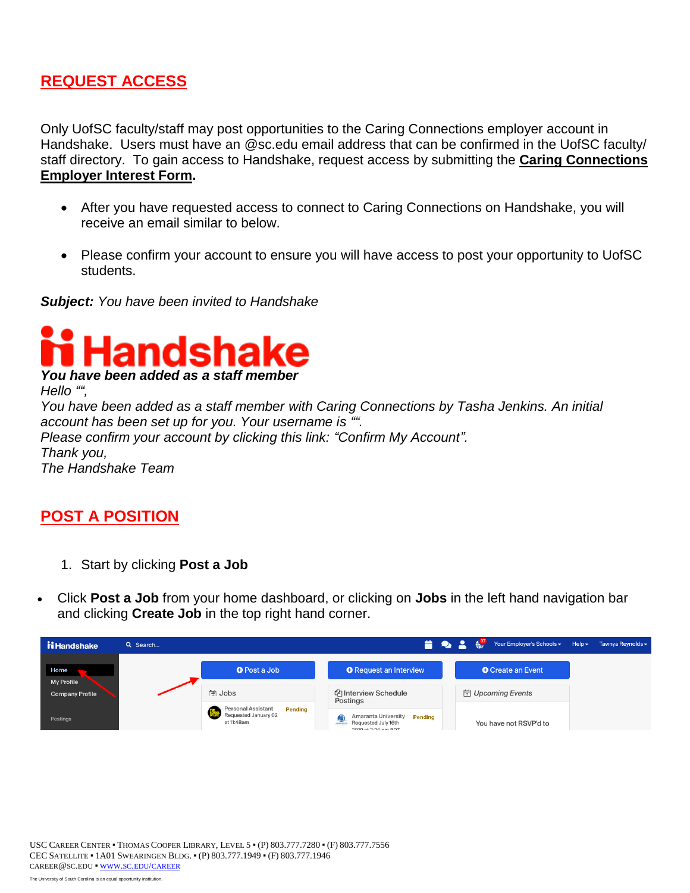## REQUEST ACCESS

Only UofSC faculty/staff may post opportunities to the Caring Connections employer account in Handshake. Users must have an @sc.edu email address that can be confirmed in the UofSC faculty/staff directory. To gain access to Handshake, request access by submitting the **Caring Connections Employer Interest Form**.

- After you have requested access to connect to Caring Connections on Handshake, you will receive an email similar to below.
- Please confirm your account to ensure you will have access to post your opportunity to UofSC students.

***Subject:*** *You have been invited to Handshake*

**Handshake**

***You have been added as a staff member***

*Hello "",*

*You have been added as a staff member with Caring Connections by Tasha Jenkins. An initial account has been set up for you. Your username is "".*

*Please confirm your account by clicking this link: "Confirm My Account".*

*Thank you,*

*The Handshake Team*

## POST A POSITION

1. Start by clicking **Post a Job**

- Click **Post a Job** from your home dashboard, or clicking on **Jobs** in the left hand navigation bar and clicking **Create Job** in the top right hand corner.

USC Career Center ▪ Thomas Cooper Library, Level 5 ▪ (P) 803.777.7280 ▪ (F) 803.777.7556
CEC Satellite ▪ 1A01 Swearingen Bldg. ▪ (P) 803.777.1949 ▪ (F) 803.777.1946
career@sc.edu ▪ www.sc.edu/career

The University of South Carolina is an equal opportunity institution.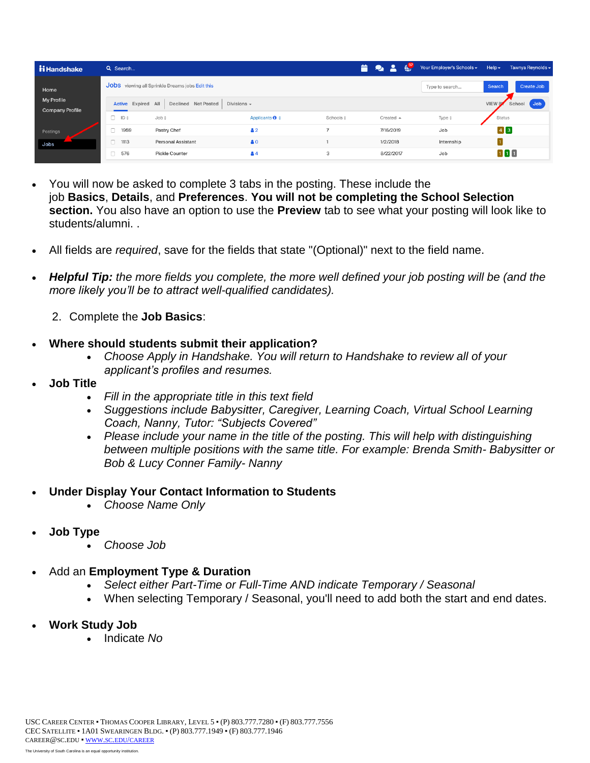- You will now be asked to complete 3 tabs in the posting. These include the job **Basics**, **Details**, and **Preferences**. **You will not be completing the School Selection section.** You also have an option to use the **Preview** tab to see what your posting will look like to students/alumni. .

- All fields are *required*, save for the fields that state "(Optional)" next to the field name.

- ***Helpful Tip:*** *the more fields you complete, the more well defined your job posting will be (and the more likely you'll be to attract well-qualified candidates).*

2. Complete the **Job Basics**:

- **Where should students submit their application?**
  - *Choose Apply in Handshake. You will return to Handshake to review all of your applicant's profiles and resumes.*
- **Job Title**
  - *Fill in the appropriate title in this text field*
  - *Suggestions include Babysitter, Caregiver, Learning Coach, Virtual School Learning Coach, Nanny, Tutor: "Subjects Covered"*
  - *Please include your name in the title of the posting. This will help with distinguishing between multiple positions with the same title. For example: Brenda Smith- Babysitter or Bob & Lucy Conner Family- Nanny*

- **Under Display Your Contact Information to Students**
  - *Choose Name Only*

- **Job Type**
  - *Choose Job*

- Add an **Employment Type & Duration**
  - *Select either Part-Time or Full-Time AND indicate Temporary / Seasonal*
  - When selecting Temporary / Seasonal, you'll need to add both the start and end dates.

- **Work Study Job**
  - Indicate *No*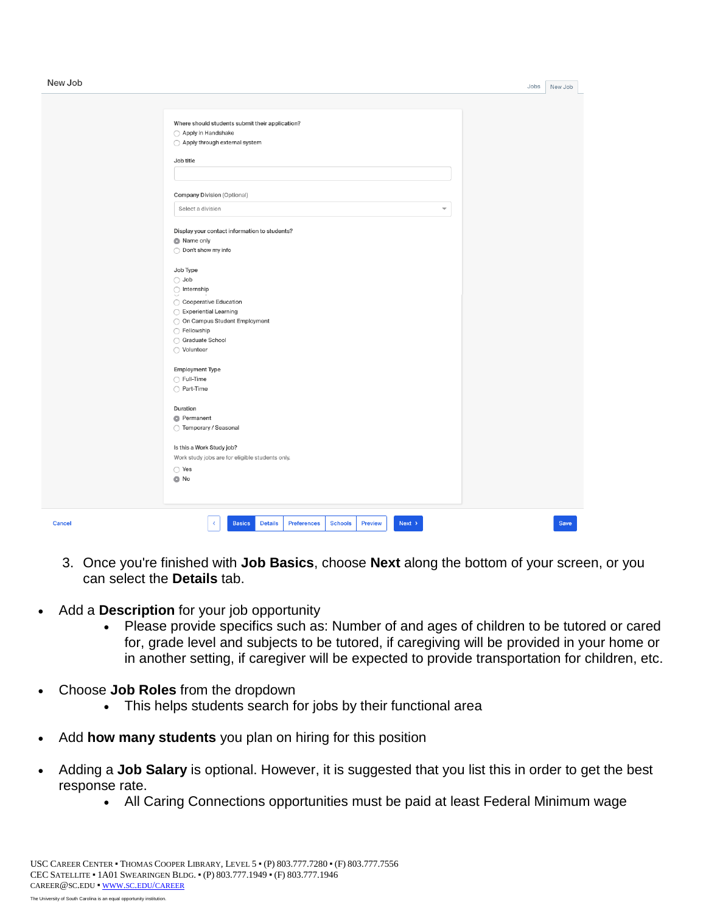New Job

Jobs | New Job

Where should students submit their application?
- Apply in Handshake
- Apply through external system

Job title

Company Division (Optional)

Select a division

Display your contact information to students?
- Name only
- Don't show my info

Job Type
- Job
- Internship
- Cooperative Education
- Experiential Learning
- On Campus Student Employment
- Fellowship
- Graduate School
- Volunteer

Employment Type
- Full-Time
- Part-Time

Duration
- Permanent
- Temporary / Seasonal

Is this a Work Study job?

Work study jobs are for eligible students only.
- Yes
- No

Cancel | Basics | Details | Preferences | Schools | Preview | Next | Save

3. Once you're finished with **Job Basics**, choose **Next** along the bottom of your screen, or you can select the **Details** tab.

- Add a **Description** for your job opportunity
  - Please provide specifics such as: Number of and ages of children to be tutored or cared for, grade level and subjects to be tutored, if caregiving will be provided in your home or in another setting, if caregiver will be expected to provide transportation for children, etc.
- Choose **Job Roles** from the dropdown
  - This helps students search for jobs by their functional area
- Add **how many students** you plan on hiring for this position
- Adding a **Job Salary** is optional. However, it is suggested that you list this in order to get the best response rate.
  - All Caring Connections opportunities must be paid at least Federal Minimum wage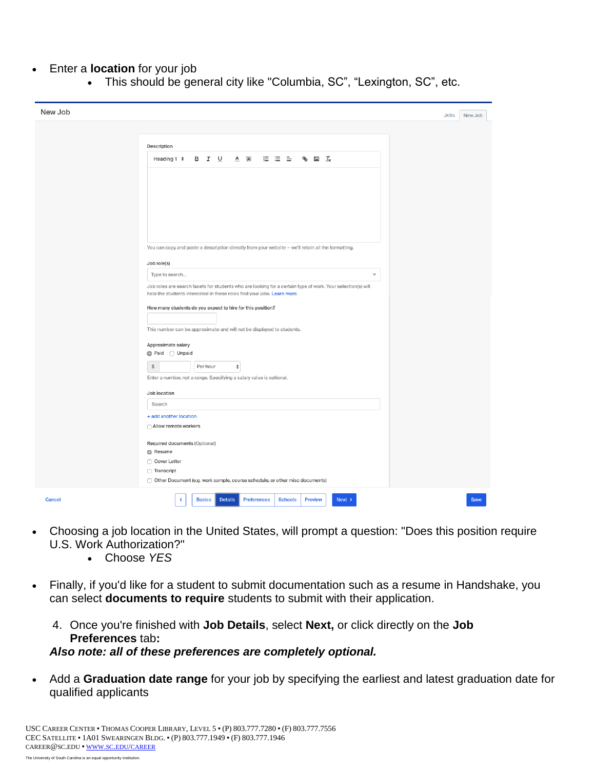- Enter a **location** for your job
  - This should be general city like "Columbia, SC", "Lexington, SC", etc.

- Choosing a job location in the United States, will prompt a question: "Does this position require U.S. Work Authorization?"
  - Choose *YES*

- Finally, if you'd like for a student to submit documentation such as a resume in Handshake, you can select **documents to require** students to submit with their application.

4. Once you're finished with **Job Details**, select **Next,** or click directly on the **Job Preferences** tab**:**

***Also note: all of these preferences are completely optional.***

- Add a **Graduation date range** for your job by specifying the earliest and latest graduation date for qualified applicants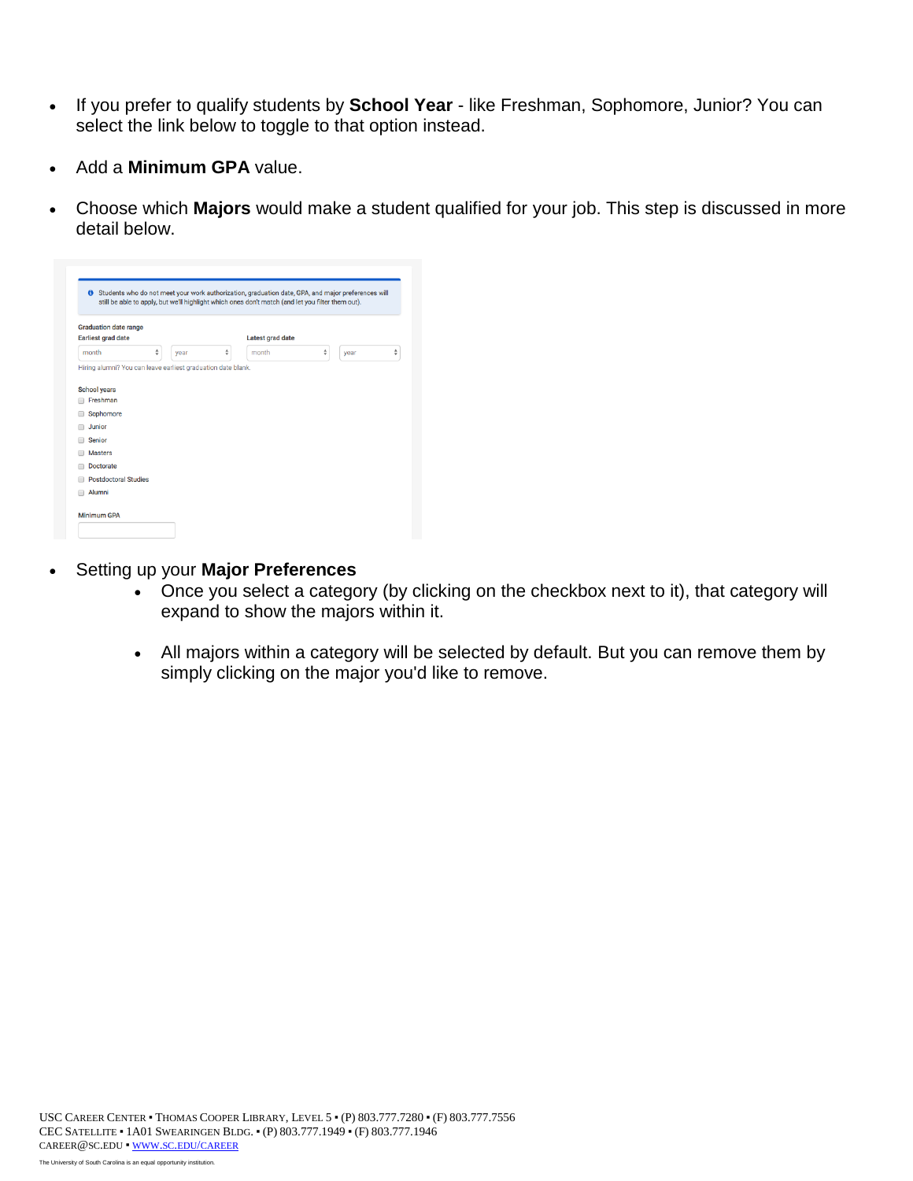- If you prefer to qualify students by **School Year** - like Freshman, Sophomore, Junior? You can select the link below to toggle to that option instead.

- Add a **Minimum GPA** value.

- Choose which **Majors** would make a student qualified for your job. This step is discussed in more detail below.

Students who do not meet your work authorization, graduation date, GPA, and major preferences will still be able to apply, but we'll highlight which ones don't match (and let you filter them out).

Graduation date range

Earliest grad date: month / year

Latest grad date: month / year

Hiring alumni? You can leave earliest graduation date blank.

School years
- Freshman
- Sophomore
- Junior
- Senior
- Masters
- Doctorate
- Postdoctoral Studies
- Alumni

Minimum GPA

- Setting up your **Major Preferences**
  - Once you select a category (by clicking on the checkbox next to it), that category will expand to show the majors within it.

  - All majors within a category will be selected by default. But you can remove them by simply clicking on the major you'd like to remove.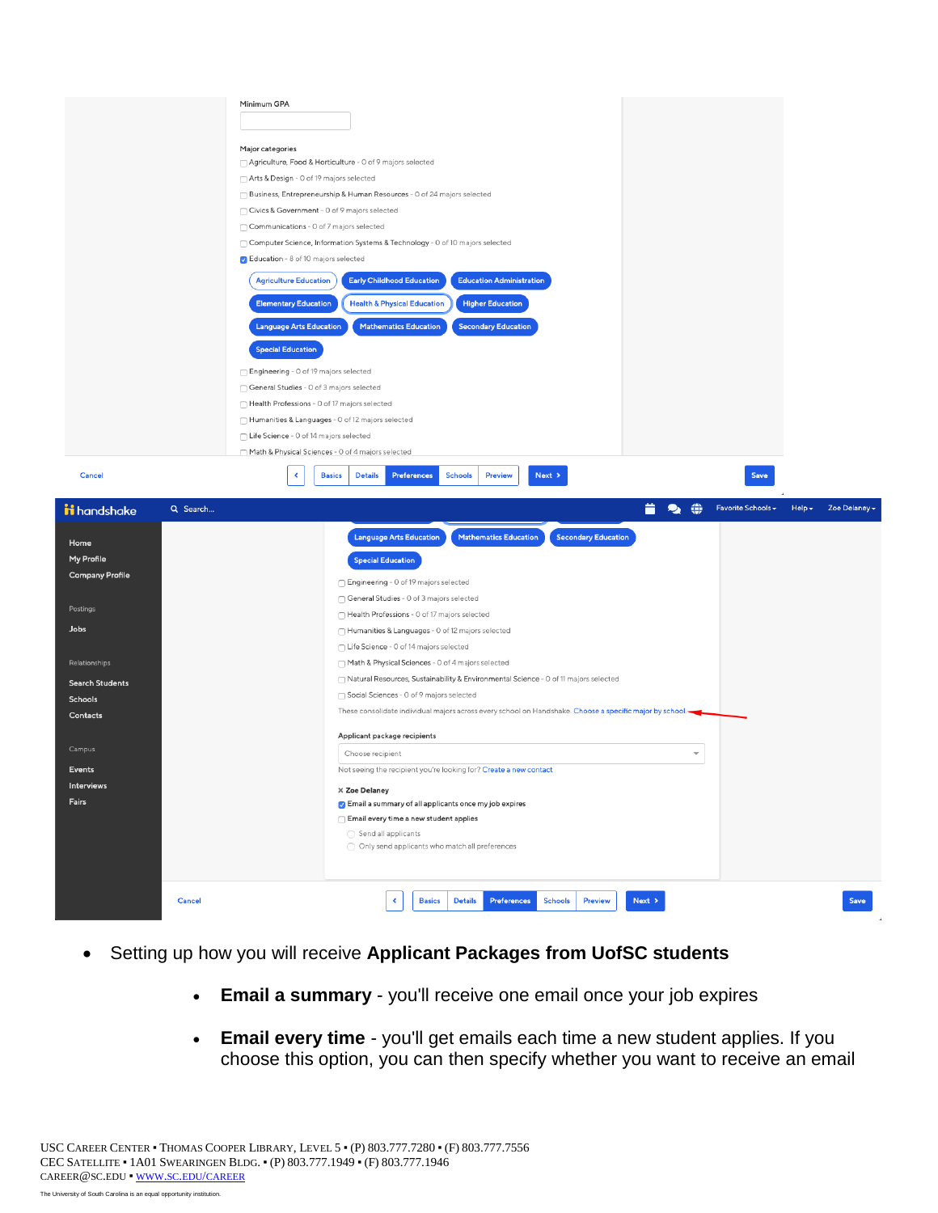Minimum GPA

Major categories

- Agriculture, Food & Horticulture - 0 of 9 majors selected
- Arts & Design - 0 of 19 majors selected
- Business, Entrepreneurship & Human Resources - 0 of 24 majors selected
- Civics & Government - 0 of 9 majors selected
- Communications - 0 of 7 majors selected
- Computer Science, Information Systems & Technology - 0 of 10 majors selected
- Education - 8 of 10 majors selected

Agriculture Education | Early Childhood Education | Education Administration | Elementary Education | Health & Physical Education | Higher Education | Language Arts Education | Mathematics Education | Secondary Education | Special Education

- Engineering - 0 of 19 majors selected
- General Studies - 0 of 3 majors selected
- Health Professions - 0 of 17 majors selected
- Humanities & Languages - 0 of 12 majors selected
- Life Science - 0 of 14 majors selected
- Math & Physical Sciences - 0 of 4 majors selected

Cancel | Basics | Details | Preferences | Schools | Preview | Next | Save

handshake | Search... | Favorite Schools | Help | Zoe Delaney

Home | My Profile | Company Profile | Postings | Jobs | Relationships | Search Students | Schools | Contacts | Campus | Events | Interviews | Fairs

Language Arts Education | Mathematics Education | Secondary Education | Special Education

- Engineering - 0 of 19 majors selected
- General Studies - 0 of 3 majors selected
- Health Professions - 0 of 17 majors selected
- Humanities & Languages - 0 of 12 majors selected
- Life Science - 0 of 14 majors selected
- Math & Physical Sciences - 0 of 4 majors selected
- Natural Resources, Sustainability & Environmental Science - 0 of 11 majors selected
- Social Sciences - 0 of 9 majors selected

These consolidate individual majors across every school on Handshake. Choose a specific major by school

Applicant package recipients

Choose recipient

Not seeing the recipient you're looking for? Create a new contact

× Zoe Delaney

- Email a summary of all applicants once my job expires
- Email every time a new student applies
  - Send all applicants
  - Only send applicants who match all preferences

Cancel | Basics | Details | Preferences | Schools | Preview | Next | Save

- Setting up how you will receive **Applicant Packages from UofSC students**
  - **Email a summary** - you'll receive one email once your job expires
  - **Email every time** - you'll get emails each time a new student applies. If you choose this option, you can then specify whether you want to receive an email

USC Career Center ▪ Thomas Cooper Library, Level 5 ▪ (P) 803.777.7280 ▪ (F) 803.777.7556
CEC Satellite ▪ 1A01 Swearingen Bldg. ▪ (P) 803.777.1949 ▪ (F) 803.777.1946
CAREER@SC.EDU ▪ WWW.SC.EDU/CAREER

The University of South Carolina is an equal opportunity institution.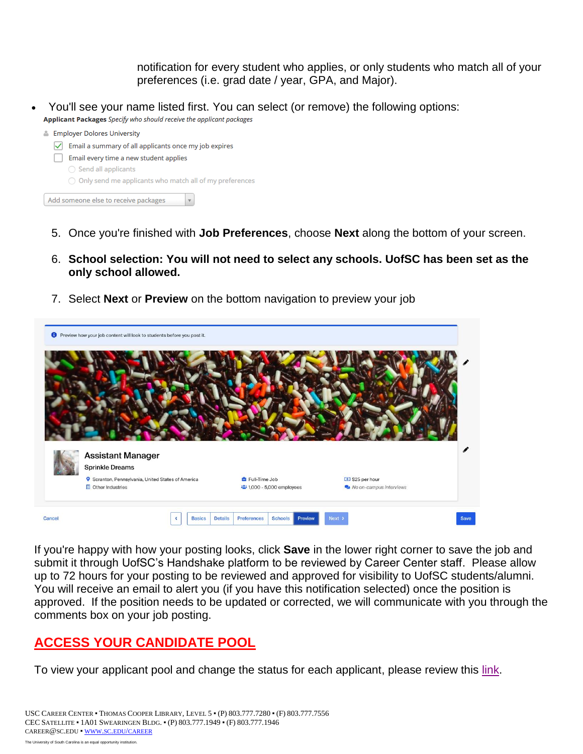notification for every student who applies, or only students who match all of your preferences (i.e. grad date / year, GPA, and Major).

- You'll see your name listed first. You can select (or remove) the following options:

**Applicant Packages** *Specify who should receive the applicant packages*

Employer Dolores University

- [x] Email a summary of all applicants once my job expires
- [ ] Email every time a new student applies
  - Send all applicants
  - Only send me applicants who match all of my preferences

Add someone else to receive packages

5. Once you're finished with **Job Preferences**, choose **Next** along the bottom of your screen.

6. **School selection: You will not need to select any schools. UofSC has been set as the only school allowed.**

7. Select **Next** or **Preview** on the bottom navigation to preview your job

Preview how your job content will look to students before you post it.

Assistant Manager
Sprinkle Dreams

Scranton, Pennsylvania, United States of America | Full-Time Job | $25 per hour
Other Industries | 1,000 - 5,000 employees | No on-campus interviews

Cancel | Basics | Details | Preferences | Schools | Preview | Next | Save

If you're happy with how your posting looks, click **Save** in the lower right corner to save the job and submit it through UofSC's Handshake platform to be reviewed by Career Center staff. Please allow up to 72 hours for your posting to be reviewed and approved for visibility to UofSC students/alumni. You will receive an email to alert you (if you have this notification selected) once the position is approved. If the position needs to be updated or corrected, we will communicate with you through the comments box on your job posting.

## ACCESS YOUR CANDIDATE POOL

To view your applicant pool and change the status for each applicant, please review this link.

USC Career Center ▪ Thomas Cooper Library, Level 5 ▪ (P) 803.777.7280 ▪ (F) 803.777.7556
CEC Satellite ▪ 1A01 Swearingen Bldg. ▪ (P) 803.777.1949 ▪ (F) 803.777.1946
CAREER@SC.EDU ▪ WWW.SC.EDU/CAREER

The University of South Carolina is an equal opportunity institution.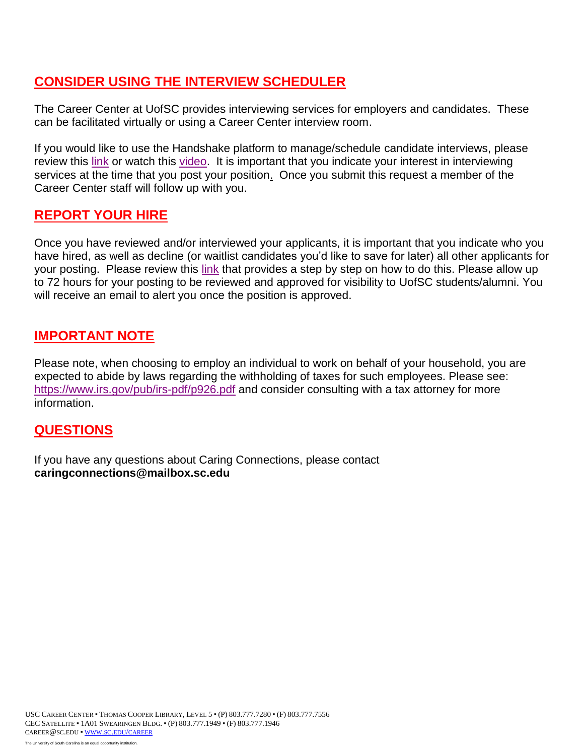## CONSIDER USING THE INTERVIEW SCHEDULER

The Career Center at UofSC provides interviewing services for employers and candidates. These can be facilitated virtually or using a Career Center interview room.

If you would like to use the Handshake platform to manage/schedule candidate interviews, please review this link or watch this video. It is important that you indicate your interest in interviewing services at the time that you post your position. Once you submit this request a member of the Career Center staff will follow up with you.

## REPORT YOUR HIRE

Once you have reviewed and/or interviewed your applicants, it is important that you indicate who you have hired, as well as decline (or waitlist candidates you'd like to save for later) all other applicants for your posting. Please review this link that provides a step by step on how to do this. Please allow up to 72 hours for your posting to be reviewed and approved for visibility to UofSC students/alumni. You will receive an email to alert you once the position is approved.

## IMPORTANT NOTE

Please note, when choosing to employ an individual to work on behalf of your household, you are expected to abide by laws regarding the withholding of taxes for such employees. Please see: https://www.irs.gov/pub/irs-pdf/p926.pdf and consider consulting with a tax attorney for more information.

## QUESTIONS

If you have any questions about Caring Connections, please contact **caringconnections@mailbox.sc.edu**

USC CAREER CENTER ▪ THOMAS COOPER LIBRARY, LEVEL 5 ▪ (P) 803.777.7280 ▪ (F) 803.777.7556
CEC SATELLITE ▪ 1A01 SWEARINGEN BLDG. ▪ (P) 803.777.1949 ▪ (F) 803.777.1946
CAREER@SC.EDU ▪ WWW.SC.EDU/CAREER

The University of South Carolina is an equal opportunity institution.